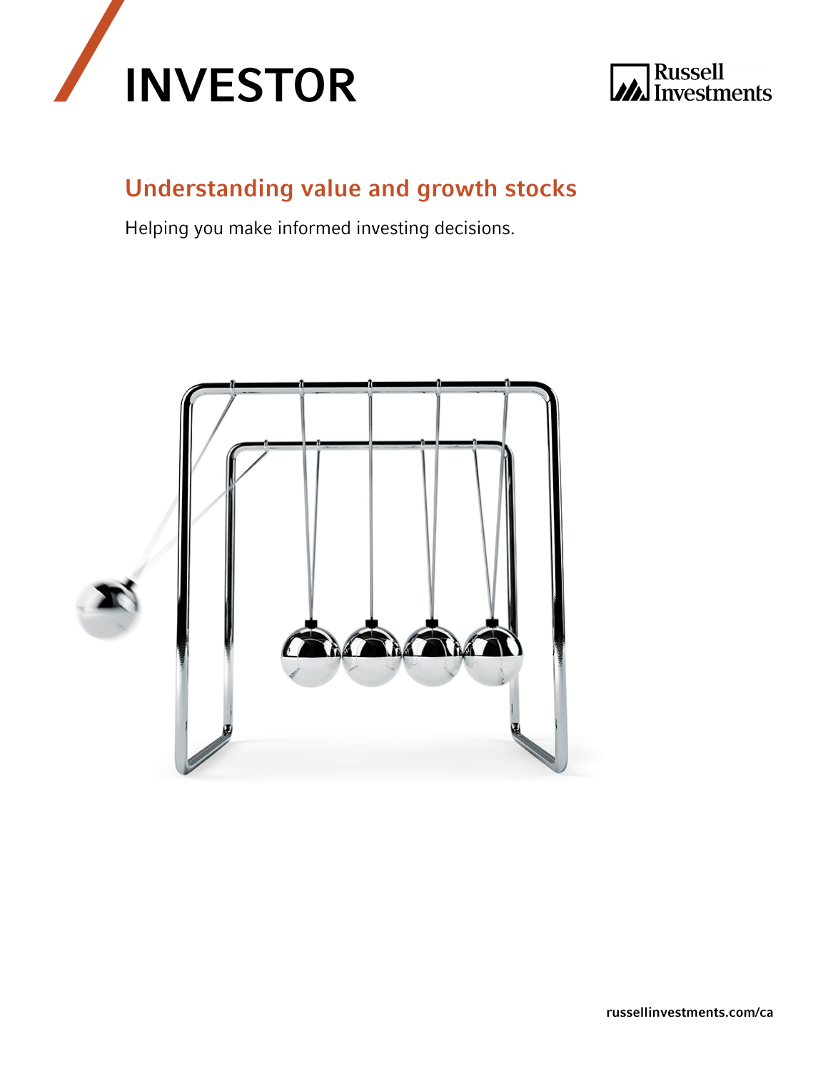# INVESTOR

Russell Investments

## Understanding value and growth stocks

Helping you make informed investing decisions.

russellinvestments.com/ca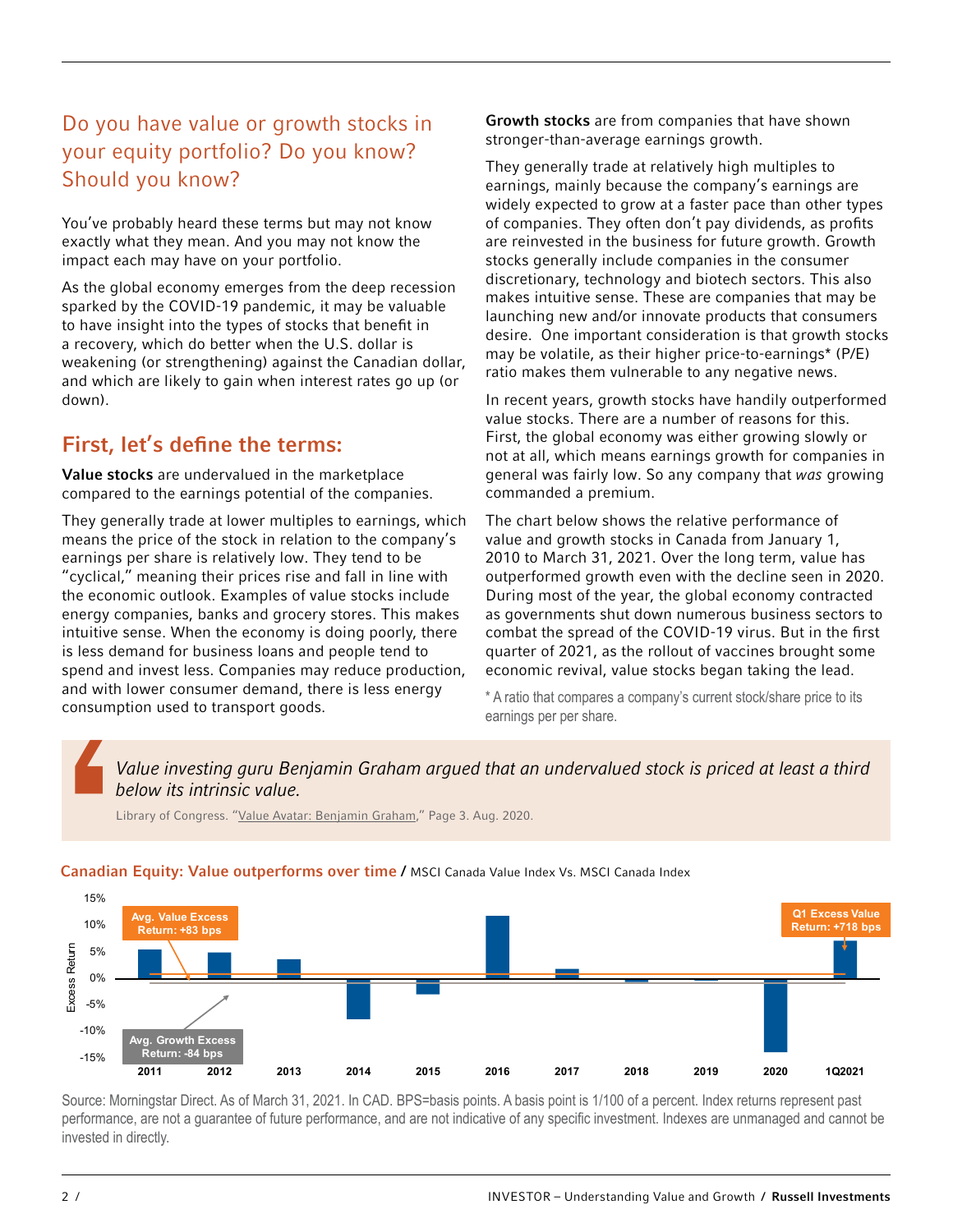## Do you have value or growth stocks in your equity portfolio? Do you know? Should you know?

You've probably heard these terms but may not know exactly what they mean. And you may not know the impact each may have on your portfolio.

As the global economy emerges from the deep recession sparked by the COVID-19 pandemic, it may be valuable to have insight into the types of stocks that benefit in a recovery, which do better when the U.S. dollar is weakening (or strengthening) against the Canadian dollar, and which are likely to gain when interest rates go up (or down).

## First, let's define the terms:

**Value stocks** are undervalued in the marketplace compared to the earnings potential of the companies.

They generally trade at lower multiples to earnings, which means the price of the stock in relation to the company's earnings per share is relatively low. They tend to be "cyclical," meaning their prices rise and fall in line with the economic outlook. Examples of value stocks include energy companies, banks and grocery stores. This makes intuitive sense. When the economy is doing poorly, there is less demand for business loans and people tend to spend and invest less. Companies may reduce production, and with lower consumer demand, there is less energy consumption used to transport goods.

**Growth stocks** are from companies that have shown stronger-than-average earnings growth.

They generally trade at relatively high multiples to earnings, mainly because the company's earnings are widely expected to grow at a faster pace than other types of companies. They often don't pay dividends, as profits are reinvested in the business for future growth. Growth stocks generally include companies in the consumer discretionary, technology and biotech sectors. This also makes intuitive sense. These are companies that may be launching new and/or innovate products that consumers desire. One important consideration is that growth stocks may be volatile, as their higher price-to-earnings* (P/E) ratio makes them vulnerable to any negative news.

In recent years, growth stocks have handily outperformed value stocks. There are a number of reasons for this. First, the global economy was either growing slowly or not at all, which means earnings growth for companies in general was fairly low. So any company that *was* growing commanded a premium.

The chart below shows the relative performance of value and growth stocks in Canada from January 1, 2010 to March 31, 2021. Over the long term, value has outperformed growth even with the decline seen in 2020. During most of the year, the global economy contracted as governments shut down numerous business sectors to combat the spread of the COVID-19 virus. But in the first quarter of 2021, as the rollout of vaccines brought some economic revival, value stocks began taking the lead.

\* A ratio that compares a company's current stock/share price to its earnings per per share.

> *Value investing guru Benjamin Graham argued that an undervalued stock is priced at least a third below its intrinsic value.*
>
> Library of Congress. "Value Avatar: Benjamin Graham," Page 3. Aug. 2020.

**Canadian Equity: Value outperforms over time** / MSCI Canada Value Index Vs. MSCI Canada Index

Avg. Value Excess Return: +83 bps

Avg. Growth Excess Return: -84 bps

Q1 Excess Value Return: +718 bps

Source: Morningstar Direct. As of March 31, 2021. In CAD. BPS=basis points. A basis point is 1/100 of a percent. Index returns represent past performance, are not a guarantee of future performance, and are not indicative of any specific investment. Indexes are unmanaged and cannot be invested in directly.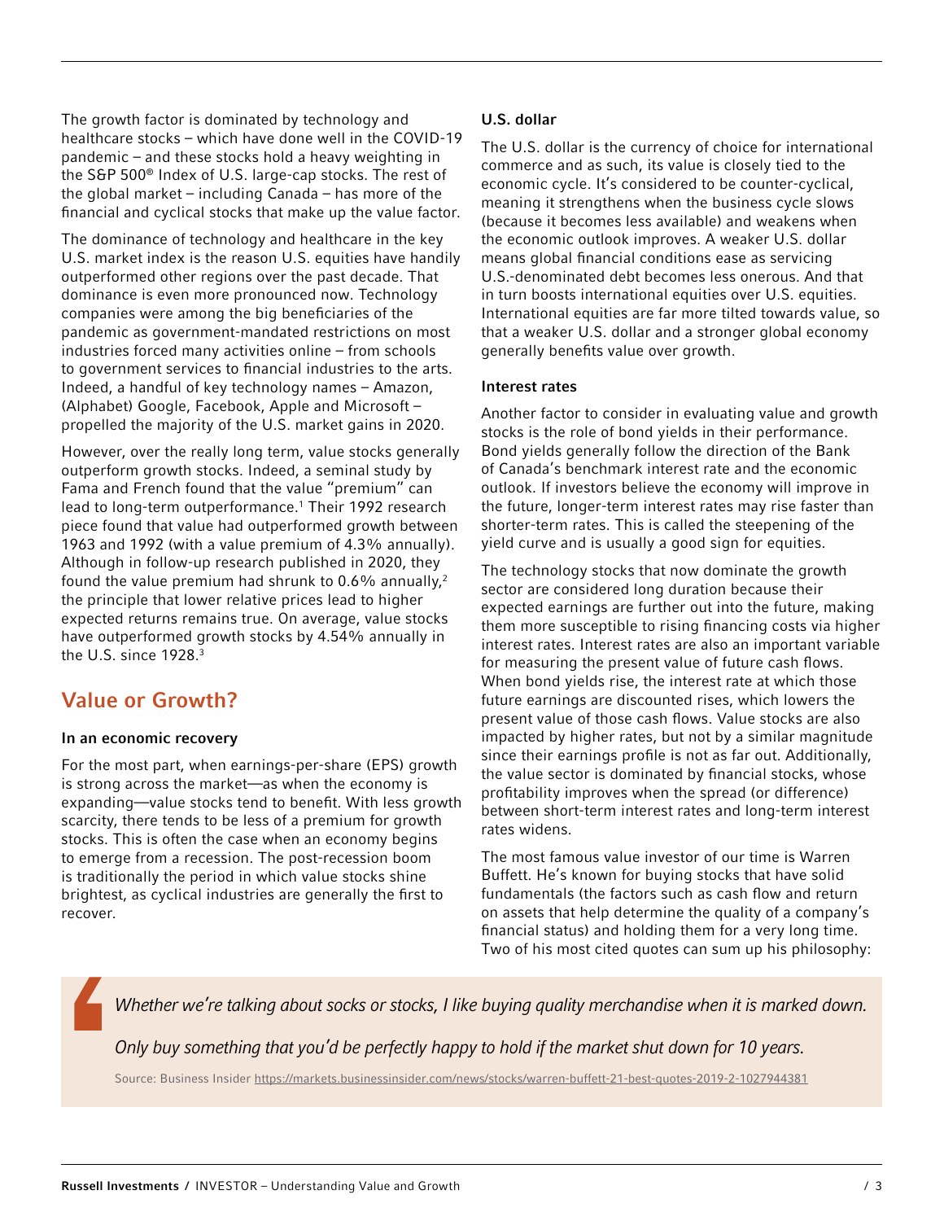The growth factor is dominated by technology and healthcare stocks – which have done well in the COVID-19 pandemic – and these stocks hold a heavy weighting in the S&P 500® Index of U.S. large-cap stocks. The rest of the global market – including Canada – has more of the financial and cyclical stocks that make up the value factor.

The dominance of technology and healthcare in the key U.S. market index is the reason U.S. equities have handily outperformed other regions over the past decade. That dominance is even more pronounced now. Technology companies were among the big beneficiaries of the pandemic as government-mandated restrictions on most industries forced many activities online – from schools to government services to financial industries to the arts. Indeed, a handful of key technology names – Amazon, (Alphabet) Google, Facebook, Apple and Microsoft – propelled the majority of the U.S. market gains in 2020.

However, over the really long term, value stocks generally outperform growth stocks. Indeed, a seminal study by Fama and French found that the value "premium" can lead to long-term outperformance.[1] Their 1992 research piece found that value had outperformed growth between 1963 and 1992 (with a value premium of 4.3% annually). Although in follow-up research published in 2020, they found the value premium had shrunk to 0.6% annually,[2] the principle that lower relative prices lead to higher expected returns remains true. On average, value stocks have outperformed growth stocks by 4.54% annually in the U.S. since 1928.[3]

## Value or Growth?

### In an economic recovery

For the most part, when earnings-per-share (EPS) growth is strong across the market—as when the economy is expanding—value stocks tend to benefit. With less growth scarcity, there tends to be less of a premium for growth stocks. This is often the case when an economy begins to emerge from a recession. The post-recession boom is traditionally the period in which value stocks shine brightest, as cyclical industries are generally the first to recover.

### U.S. dollar

The U.S. dollar is the currency of choice for international commerce and as such, its value is closely tied to the economic cycle. It's considered to be counter-cyclical, meaning it strengthens when the business cycle slows (because it becomes less available) and weakens when the economic outlook improves. A weaker U.S. dollar means global financial conditions ease as servicing U.S.-denominated debt becomes less onerous. And that in turn boosts international equities over U.S. equities. International equities are far more tilted towards value, so that a weaker U.S. dollar and a stronger global economy generally benefits value over growth.

### Interest rates

Another factor to consider in evaluating value and growth stocks is the role of bond yields in their performance. Bond yields generally follow the direction of the Bank of Canada's benchmark interest rate and the economic outlook. If investors believe the economy will improve in the future, longer-term interest rates may rise faster than shorter-term rates. This is called the steepening of the yield curve and is usually a good sign for equities.

The technology stocks that now dominate the growth sector are considered long duration because their expected earnings are further out into the future, making them more susceptible to rising financing costs via higher interest rates. Interest rates are also an important variable for measuring the present value of future cash flows. When bond yields rise, the interest rate at which those future earnings are discounted rises, which lowers the present value of those cash flows. Value stocks are also impacted by higher rates, but not by a similar magnitude since their earnings profile is not as far out. Additionally, the value sector is dominated by financial stocks, whose profitability improves when the spread (or difference) between short-term interest rates and long-term interest rates widens.

The most famous value investor of our time is Warren Buffett. He's known for buying stocks that have solid fundamentals (the factors such as cash flow and return on assets that help determine the quality of a company's financial status) and holding them for a very long time. Two of his most cited quotes can sum up his philosophy:

> *Whether we're talking about socks or stocks, I like buying quality merchandise when it is marked down.*
>
> *Only buy something that you'd be perfectly happy to hold if the market shut down for 10 years.*
>
> Source: Business Insider https://markets.businessinsider.com/news/stocks/warren-buffett-21-best-quotes-2019-2-1027944381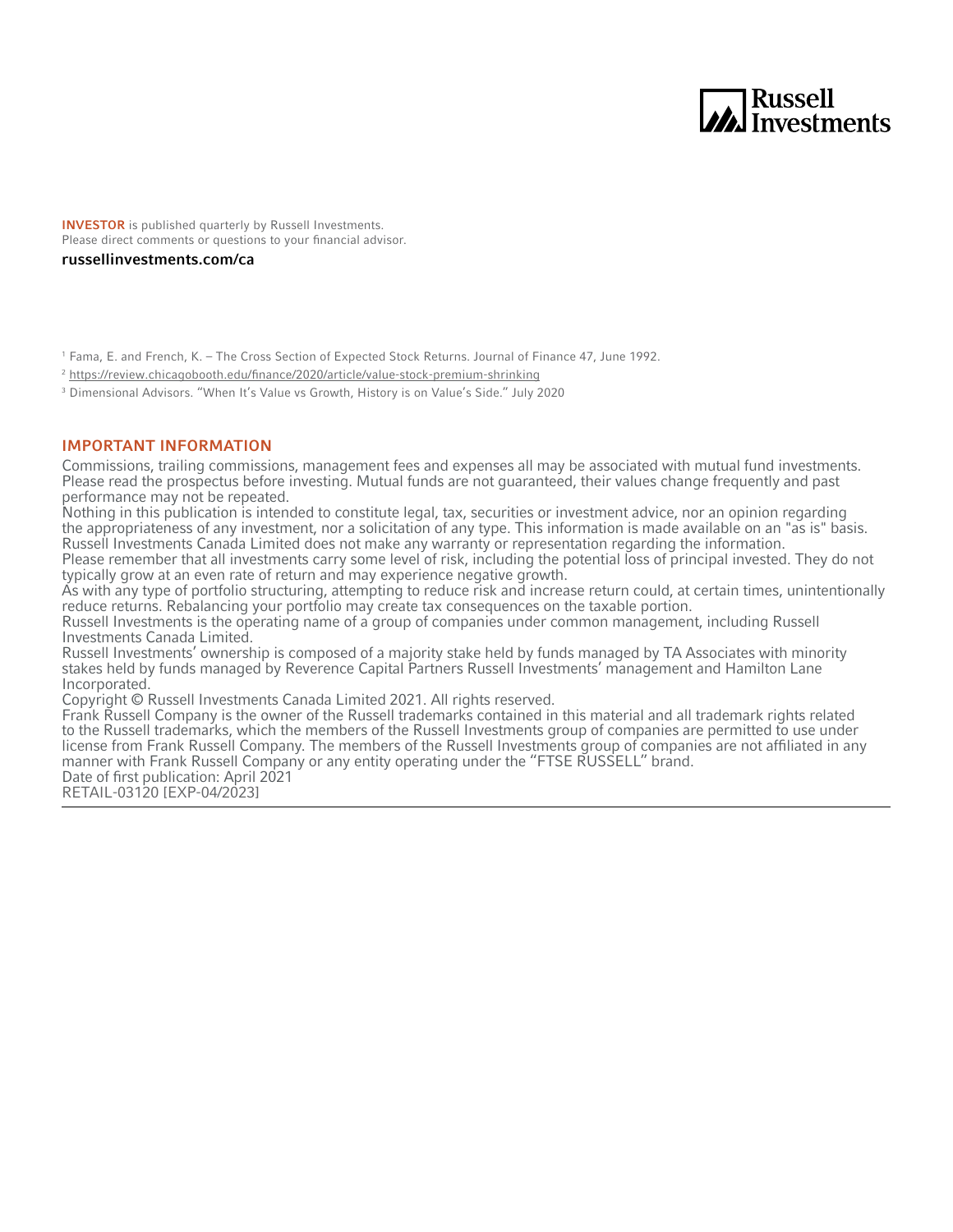**INVESTOR** is published quarterly by Russell Investments.
Please direct comments or questions to your financial advisor.

**russellinvestments.com/ca**

[1] Fama, E. and French, K. – The Cross Section of Expected Stock Returns. Journal of Finance 47, June 1992.

[2] https://review.chicagobooth.edu/finance/2020/article/value-stock-premium-shrinking

[3] Dimensional Advisors. "When It's Value vs Growth, History is on Value's Side." July 2020

## IMPORTANT INFORMATION

Commissions, trailing commissions, management fees and expenses all may be associated with mutual fund investments. Please read the prospectus before investing. Mutual funds are not guaranteed, their values change frequently and past performance may not be repeated.

Nothing in this publication is intended to constitute legal, tax, securities or investment advice, nor an opinion regarding the appropriateness of any investment, nor a solicitation of any type. This information is made available on an "as is" basis. Russell Investments Canada Limited does not make any warranty or representation regarding the information.

Please remember that all investments carry some level of risk, including the potential loss of principal invested. They do not typically grow at an even rate of return and may experience negative growth.

As with any type of portfolio structuring, attempting to reduce risk and increase return could, at certain times, unintentionally reduce returns. Rebalancing your portfolio may create tax consequences on the taxable portion.

Russell Investments is the operating name of a group of companies under common management, including Russell Investments Canada Limited.

Russell Investments' ownership is composed of a majority stake held by funds managed by TA Associates with minority stakes held by funds managed by Reverence Capital Partners Russell Investments' management and Hamilton Lane Incorporated.

Copyright © Russell Investments Canada Limited 2021. All rights reserved.

Frank Russell Company is the owner of the Russell trademarks contained in this material and all trademark rights related to the Russell trademarks, which the members of the Russell Investments group of companies are permitted to use under license from Frank Russell Company. The members of the Russell Investments group of companies are not affiliated in any manner with Frank Russell Company or any entity operating under the "FTSE RUSSELL" brand.

Date of first publication: April 2021

RETAIL-03120 [EXP-04/2023]